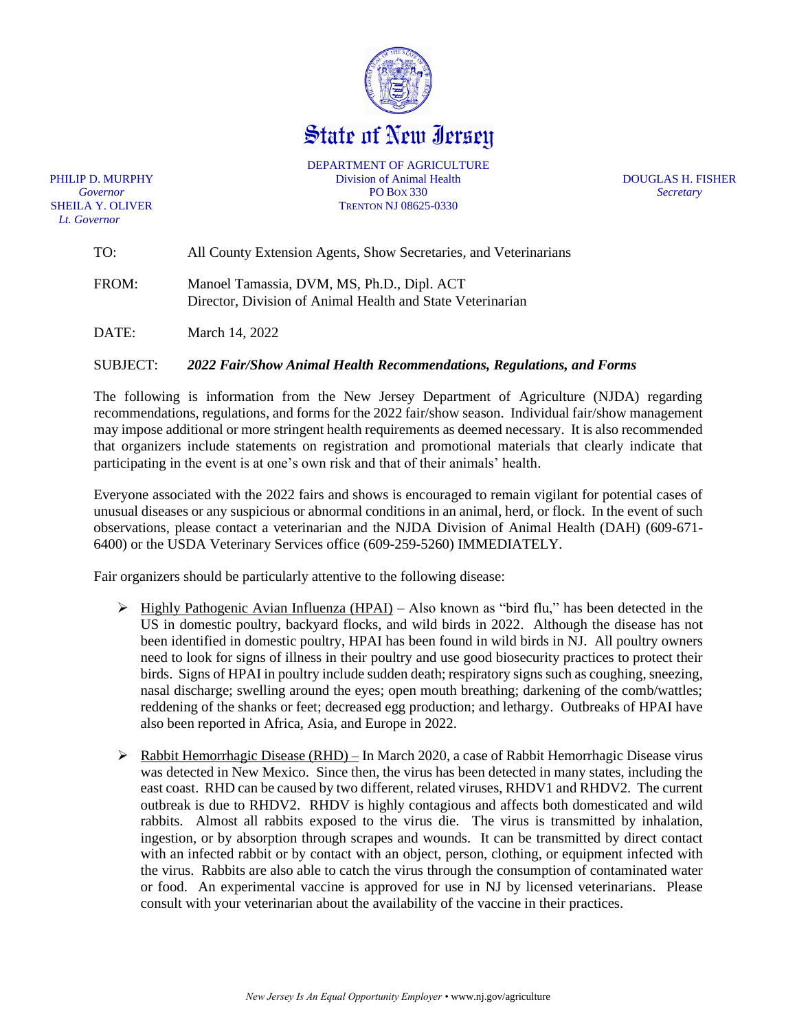# State of New Jersey

DEPARTMENT OF AGRICULTURE
Division of Animal Health
PO BOX 330
TRENTON NJ 08625-0330

PHILIP D. MURPHY
*Governor*
SHEILA Y. OLIVER
*Lt. Governor*

DOUGLAS H. FISHER
*Secretary*

TO: All County Extension Agents, Show Secretaries, and Veterinarians

FROM: Manoel Tamassia, DVM, MS, Ph.D., Dipl. ACT
Director, Division of Animal Health and State Veterinarian

DATE: March 14, 2022

SUBJECT: ***2022 Fair/Show Animal Health Recommendations, Regulations, and Forms***

The following is information from the New Jersey Department of Agriculture (NJDA) regarding recommendations, regulations, and forms for the 2022 fair/show season. Individual fair/show management may impose additional or more stringent health requirements as deemed necessary. It is also recommended that organizers include statements on registration and promotional materials that clearly indicate that participating in the event is at one's own risk and that of their animals' health.

Everyone associated with the 2022 fairs and shows is encouraged to remain vigilant for potential cases of unusual diseases or any suspicious or abnormal conditions in an animal, herd, or flock. In the event of such observations, please contact a veterinarian and the NJDA Division of Animal Health (DAH) (609-671-6400) or the USDA Veterinary Services office (609-259-5260) IMMEDIATELY.

Fair organizers should be particularly attentive to the following disease:

- Highly Pathogenic Avian Influenza (HPAI) – Also known as "bird flu," has been detected in the US in domestic poultry, backyard flocks, and wild birds in 2022. Although the disease has not been identified in domestic poultry, HPAI has been found in wild birds in NJ. All poultry owners need to look for signs of illness in their poultry and use good biosecurity practices to protect their birds. Signs of HPAI in poultry include sudden death; respiratory signs such as coughing, sneezing, nasal discharge; swelling around the eyes; open mouth breathing; darkening of the comb/wattles; reddening of the shanks or feet; decreased egg production; and lethargy. Outbreaks of HPAI have also been reported in Africa, Asia, and Europe in 2022.

- Rabbit Hemorrhagic Disease (RHD) – In March 2020, a case of Rabbit Hemorrhagic Disease virus was detected in New Mexico. Since then, the virus has been detected in many states, including the east coast. RHD can be caused by two different, related viruses, RHDV1 and RHDV2. The current outbreak is due to RHDV2. RHDV is highly contagious and affects both domesticated and wild rabbits. Almost all rabbits exposed to the virus die. The virus is transmitted by inhalation, ingestion, or by absorption through scrapes and wounds. It can be transmitted by direct contact with an infected rabbit or by contact with an object, person, clothing, or equipment infected with the virus. Rabbits are also able to catch the virus through the consumption of contaminated water or food. An experimental vaccine is approved for use in NJ by licensed veterinarians. Please consult with your veterinarian about the availability of the vaccine in their practices.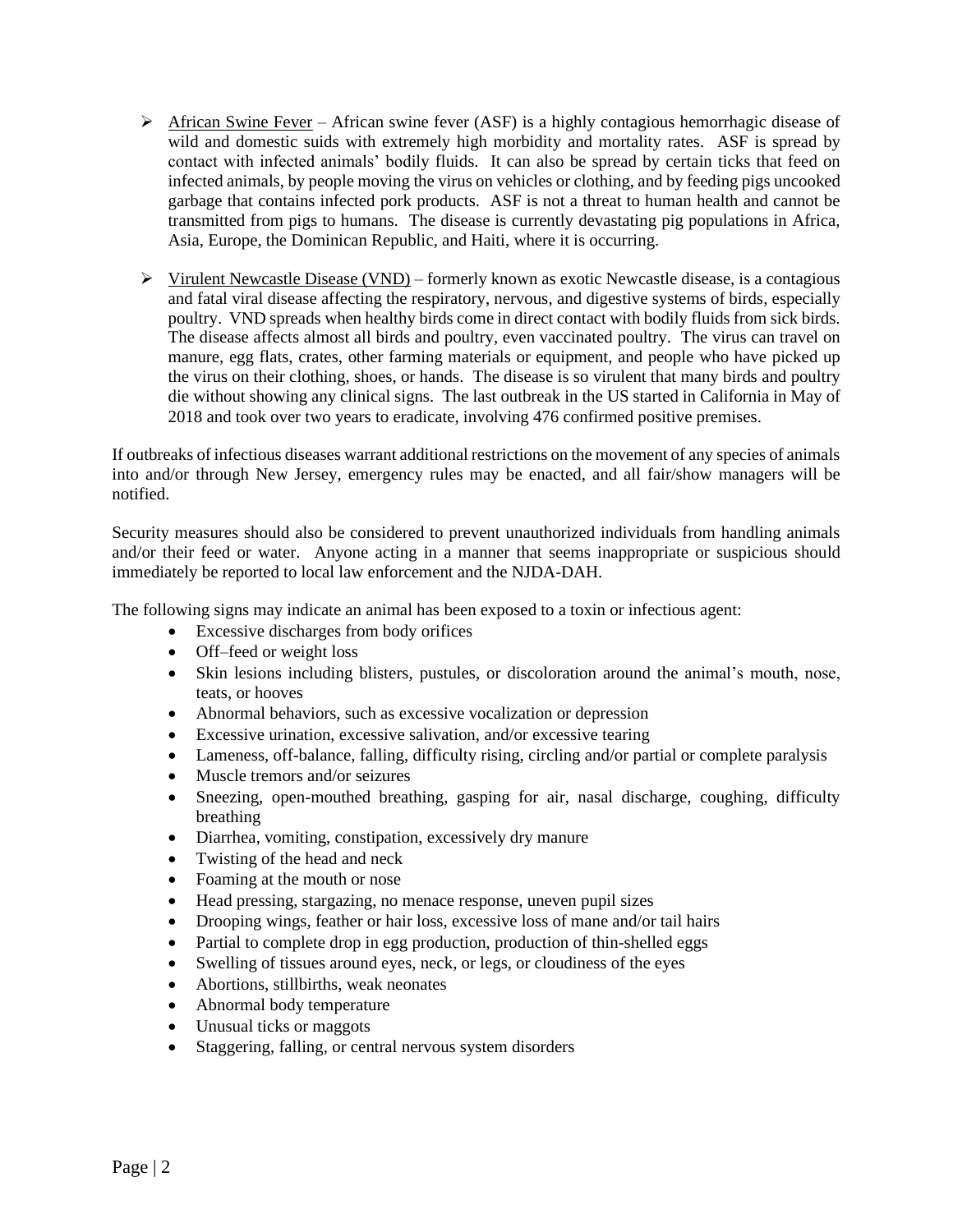- <u>African Swine Fever</u> – African swine fever (ASF) is a highly contagious hemorrhagic disease of wild and domestic suids with extremely high morbidity and mortality rates. ASF is spread by contact with infected animals' bodily fluids. It can also be spread by certain ticks that feed on infected animals, by people moving the virus on vehicles or clothing, and by feeding pigs uncooked garbage that contains infected pork products. ASF is not a threat to human health and cannot be transmitted from pigs to humans. The disease is currently devastating pig populations in Africa, Asia, Europe, the Dominican Republic, and Haiti, where it is occurring.

- <u>Virulent Newcastle Disease (VND)</u> – formerly known as exotic Newcastle disease, is a contagious and fatal viral disease affecting the respiratory, nervous, and digestive systems of birds, especially poultry. VND spreads when healthy birds come in direct contact with bodily fluids from sick birds. The disease affects almost all birds and poultry, even vaccinated poultry. The virus can travel on manure, egg flats, crates, other farming materials or equipment, and people who have picked up the virus on their clothing, shoes, or hands. The disease is so virulent that many birds and poultry die without showing any clinical signs. The last outbreak in the US started in California in May of 2018 and took over two years to eradicate, involving 476 confirmed positive premises.

If outbreaks of infectious diseases warrant additional restrictions on the movement of any species of animals into and/or through New Jersey, emergency rules may be enacted, and all fair/show managers will be notified.

Security measures should also be considered to prevent unauthorized individuals from handling animals and/or their feed or water. Anyone acting in a manner that seems inappropriate or suspicious should immediately be reported to local law enforcement and the NJDA-DAH.

The following signs may indicate an animal has been exposed to a toxin or infectious agent:

- Excessive discharges from body orifices
- Off–feed or weight loss
- Skin lesions including blisters, pustules, or discoloration around the animal's mouth, nose, teats, or hooves
- Abnormal behaviors, such as excessive vocalization or depression
- Excessive urination, excessive salivation, and/or excessive tearing
- Lameness, off-balance, falling, difficulty rising, circling and/or partial or complete paralysis
- Muscle tremors and/or seizures
- Sneezing, open-mouthed breathing, gasping for air, nasal discharge, coughing, difficulty breathing
- Diarrhea, vomiting, constipation, excessively dry manure
- Twisting of the head and neck
- Foaming at the mouth or nose
- Head pressing, stargazing, no menace response, uneven pupil sizes
- Drooping wings, feather or hair loss, excessive loss of mane and/or tail hairs
- Partial to complete drop in egg production, production of thin-shelled eggs
- Swelling of tissues around eyes, neck, or legs, or cloudiness of the eyes
- Abortions, stillbirths, weak neonates
- Abnormal body temperature
- Unusual ticks or maggots
- Staggering, falling, or central nervous system disorders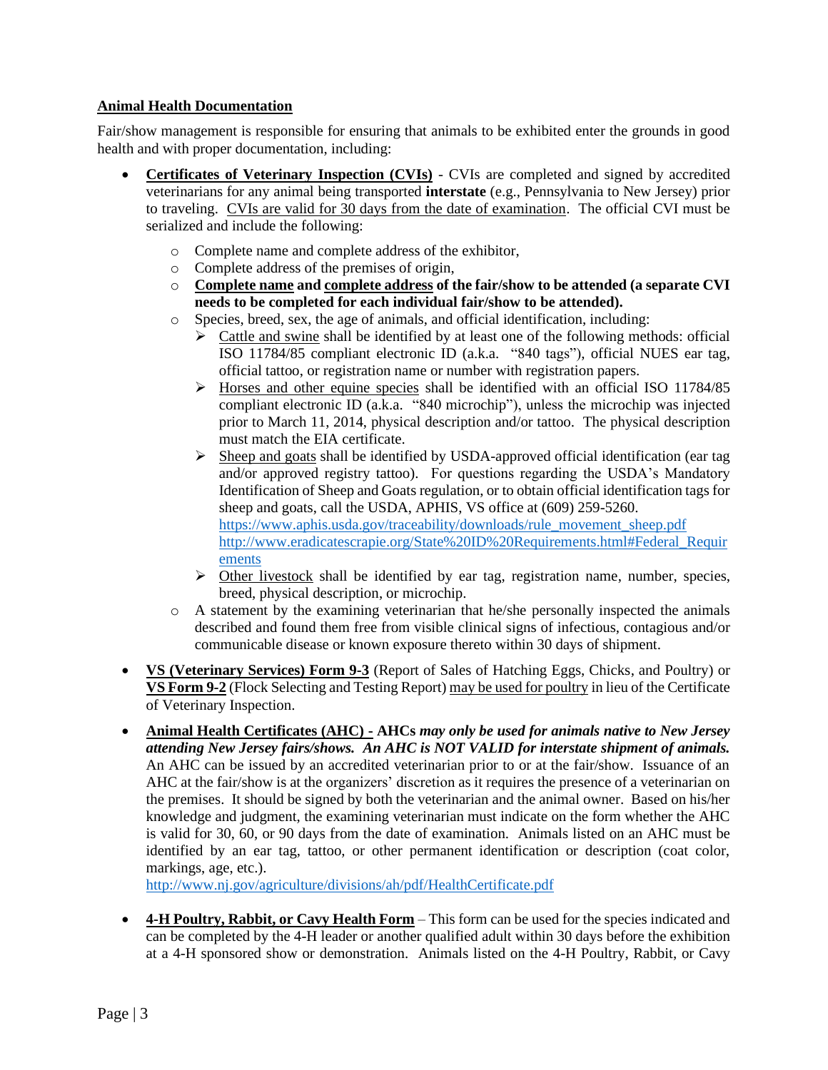**Animal Health Documentation**

Fair/show management is responsible for ensuring that animals to be exhibited enter the grounds in good health and with proper documentation, including:

- **Certificates of Veterinary Inspection (CVIs)** - CVIs are completed and signed by accredited veterinarians for any animal being transported **interstate** (e.g., Pennsylvania to New Jersey) prior to traveling. CVIs are valid for 30 days from the date of examination. The official CVI must be serialized and include the following:
  - Complete name and complete address of the exhibitor,
  - Complete address of the premises of origin,
  - **Complete name and complete address of the fair/show to be attended (a separate CVI needs to be completed for each individual fair/show to be attended).**
  - Species, breed, sex, the age of animals, and official identification, including:
    - Cattle and swine shall be identified by at least one of the following methods: official ISO 11784/85 compliant electronic ID (a.k.a. "840 tags"), official NUES ear tag, official tattoo, or registration name or number with registration papers.
    - Horses and other equine species shall be identified with an official ISO 11784/85 compliant electronic ID (a.k.a. "840 microchip"), unless the microchip was injected prior to March 11, 2014, physical description and/or tattoo. The physical description must match the EIA certificate.
    - Sheep and goats shall be identified by USDA-approved official identification (ear tag and/or approved registry tattoo). For questions regarding the USDA's Mandatory Identification of Sheep and Goats regulation, or to obtain official identification tags for sheep and goats, call the USDA, APHIS, VS office at (609) 259-5260. https://www.aphis.usda.gov/traceability/downloads/rule_movement_sheep.pdf http://www.eradicatescrapie.org/State%20ID%20Requirements.html#Federal_Requirements
    - Other livestock shall be identified by ear tag, registration name, number, species, breed, physical description, or microchip.
  - A statement by the examining veterinarian that he/she personally inspected the animals described and found them free from visible clinical signs of infectious, contagious and/or communicable disease or known exposure thereto within 30 days of shipment.
- **VS (Veterinary Services) Form 9-3** (Report of Sales of Hatching Eggs, Chicks, and Poultry) or **VS Form 9-2** (Flock Selecting and Testing Report) may be used for poultry in lieu of the Certificate of Veterinary Inspection.
- **Animal Health Certificates (AHC) - AHCs *may only be used for animals native to New Jersey attending New Jersey fairs/shows. An AHC is NOT VALID for interstate shipment of animals.*** An AHC can be issued by an accredited veterinarian prior to or at the fair/show. Issuance of an AHC at the fair/show is at the organizers' discretion as it requires the presence of a veterinarian on the premises. It should be signed by both the veterinarian and the animal owner. Based on his/her knowledge and judgment, the examining veterinarian must indicate on the form whether the AHC is valid for 30, 60, or 90 days from the date of examination. Animals listed on an AHC must be identified by an ear tag, tattoo, or other permanent identification or description (coat color, markings, age, etc.). http://www.nj.gov/agriculture/divisions/ah/pdf/HealthCertificate.pdf
- **4-H Poultry, Rabbit, or Cavy Health Form** – This form can be used for the species indicated and can be completed by the 4-H leader or another qualified adult within 30 days before the exhibition at a 4-H sponsored show or demonstration. Animals listed on the 4-H Poultry, Rabbit, or Cavy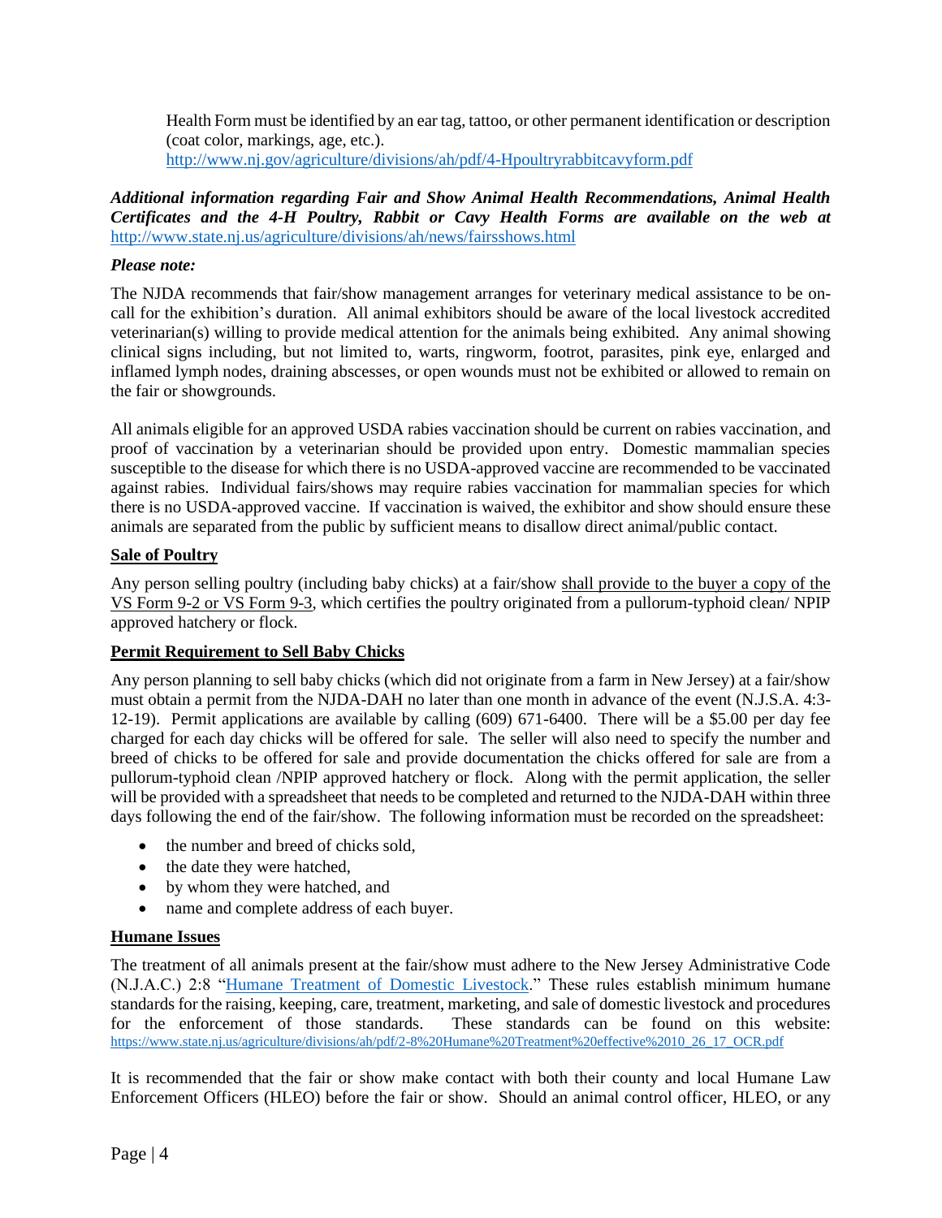Health Form must be identified by an ear tag, tattoo, or other permanent identification or description (coat color, markings, age, etc.).
http://www.nj.gov/agriculture/divisions/ah/pdf/4-Hpoultryrabbitcavyform.pdf

***Additional information regarding Fair and Show Animal Health Recommendations, Animal Health Certificates and the 4-H Poultry, Rabbit or Cavy Health Forms are available on the web at*** http://www.state.nj.us/agriculture/divisions/ah/news/fairsshows.html

***Please note:***

The NJDA recommends that fair/show management arranges for veterinary medical assistance to be on-call for the exhibition's duration. All animal exhibitors should be aware of the local livestock accredited veterinarian(s) willing to provide medical attention for the animals being exhibited. Any animal showing clinical signs including, but not limited to, warts, ringworm, footrot, parasites, pink eye, enlarged and inflamed lymph nodes, draining abscesses, or open wounds must not be exhibited or allowed to remain on the fair or showgrounds.

All animals eligible for an approved USDA rabies vaccination should be current on rabies vaccination, and proof of vaccination by a veterinarian should be provided upon entry. Domestic mammalian species susceptible to the disease for which there is no USDA-approved vaccine are recommended to be vaccinated against rabies. Individual fairs/shows may require rabies vaccination for mammalian species for which there is no USDA-approved vaccine. If vaccination is waived, the exhibitor and show should ensure these animals are separated from the public by sufficient means to disallow direct animal/public contact.

**Sale of Poultry**

Any person selling poultry (including baby chicks) at a fair/show shall provide to the buyer a copy of the VS Form 9-2 or VS Form 9-3, which certifies the poultry originated from a pullorum-typhoid clean/ NPIP approved hatchery or flock.

**Permit Requirement to Sell Baby Chicks**

Any person planning to sell baby chicks (which did not originate from a farm in New Jersey) at a fair/show must obtain a permit from the NJDA-DAH no later than one month in advance of the event (N.J.S.A. 4:3-12-19). Permit applications are available by calling (609) 671-6400. There will be a $5.00 per day fee charged for each day chicks will be offered for sale. The seller will also need to specify the number and breed of chicks to be offered for sale and provide documentation the chicks offered for sale are from a pullorum-typhoid clean /NPIP approved hatchery or flock. Along with the permit application, the seller will be provided with a spreadsheet that needs to be completed and returned to the NJDA-DAH within three days following the end of the fair/show. The following information must be recorded on the spreadsheet:

- the number and breed of chicks sold,
- the date they were hatched,
- by whom they were hatched, and
- name and complete address of each buyer.

**Humane Issues**

The treatment of all animals present at the fair/show must adhere to the New Jersey Administrative Code (N.J.A.C.) 2:8 "Humane Treatment of Domestic Livestock." These rules establish minimum humane standards for the raising, keeping, care, treatment, marketing, and sale of domestic livestock and procedures for the enforcement of those standards. These standards can be found on this website: https://www.state.nj.us/agriculture/divisions/ah/pdf/2-8%20Humane%20Treatment%20effective%2010_26_17_OCR.pdf

It is recommended that the fair or show make contact with both their county and local Humane Law Enforcement Officers (HLEO) before the fair or show. Should an animal control officer, HLEO, or any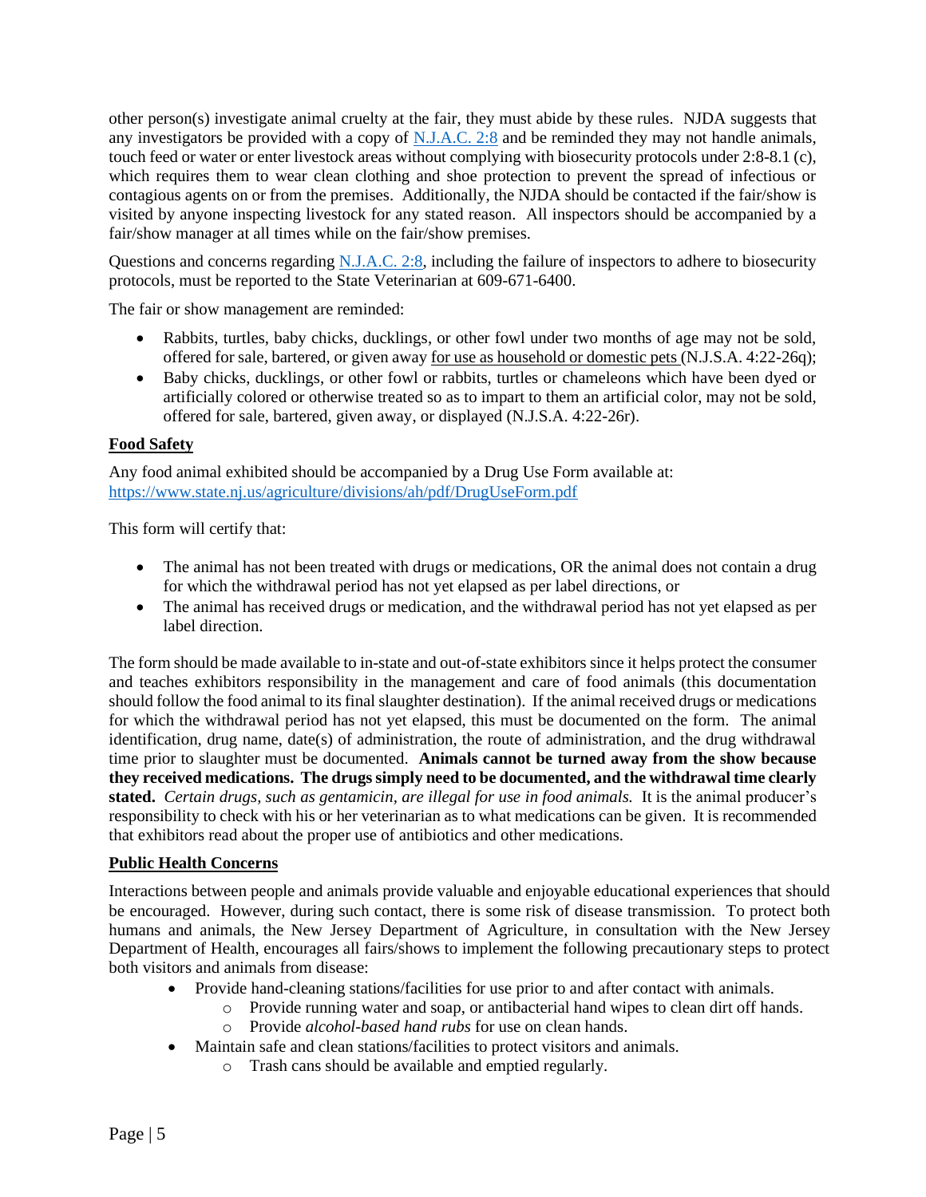other person(s) investigate animal cruelty at the fair, they must abide by these rules. NJDA suggests that any investigators be provided with a copy of [N.J.A.C. 2:8](N.J.A.C. 2:8) and be reminded they may not handle animals, touch feed or water or enter livestock areas without complying with biosecurity protocols under 2:8-8.1 (c), which requires them to wear clean clothing and shoe protection to prevent the spread of infectious or contagious agents on or from the premises. Additionally, the NJDA should be contacted if the fair/show is visited by anyone inspecting livestock for any stated reason. All inspectors should be accompanied by a fair/show manager at all times while on the fair/show premises.

Questions and concerns regarding N.J.A.C. 2:8, including the failure of inspectors to adhere to biosecurity protocols, must be reported to the State Veterinarian at 609-671-6400.

The fair or show management are reminded:

- Rabbits, turtles, baby chicks, ducklings, or other fowl under two months of age may not be sold, offered for sale, bartered, or given away <u>for use as household or domestic pets</u> (N.J.S.A. 4:22-26q);
- Baby chicks, ducklings, or other fowl or rabbits, turtles or chameleons which have been dyed or artificially colored or otherwise treated so as to impart to them an artificial color, may not be sold, offered for sale, bartered, given away, or displayed (N.J.S.A. 4:22-26r).

## Food Safety

Any food animal exhibited should be accompanied by a Drug Use Form available at: https://www.state.nj.us/agriculture/divisions/ah/pdf/DrugUseForm.pdf

This form will certify that:

- The animal has not been treated with drugs or medications, OR the animal does not contain a drug for which the withdrawal period has not yet elapsed as per label directions, or
- The animal has received drugs or medication, and the withdrawal period has not yet elapsed as per label direction.

The form should be made available to in-state and out-of-state exhibitors since it helps protect the consumer and teaches exhibitors responsibility in the management and care of food animals (this documentation should follow the food animal to its final slaughter destination). If the animal received drugs or medications for which the withdrawal period has not yet elapsed, this must be documented on the form. The animal identification, drug name, date(s) of administration, the route of administration, and the drug withdrawal time prior to slaughter must be documented. **Animals cannot be turned away from the show because they received medications. The drugs simply need to be documented, and the withdrawal time clearly stated.** *Certain drugs, such as gentamicin, are illegal for use in food animals.* It is the animal producer's responsibility to check with his or her veterinarian as to what medications can be given. It is recommended that exhibitors read about the proper use of antibiotics and other medications.

## Public Health Concerns

Interactions between people and animals provide valuable and enjoyable educational experiences that should be encouraged. However, during such contact, there is some risk of disease transmission. To protect both humans and animals, the New Jersey Department of Agriculture, in consultation with the New Jersey Department of Health, encourages all fairs/shows to implement the following precautionary steps to protect both visitors and animals from disease:

- Provide hand-cleaning stations/facilities for use prior to and after contact with animals.
  - Provide running water and soap, or antibacterial hand wipes to clean dirt off hands.
  - Provide *alcohol-based hand rubs* for use on clean hands.
- Maintain safe and clean stations/facilities to protect visitors and animals.
  - Trash cans should be available and emptied regularly.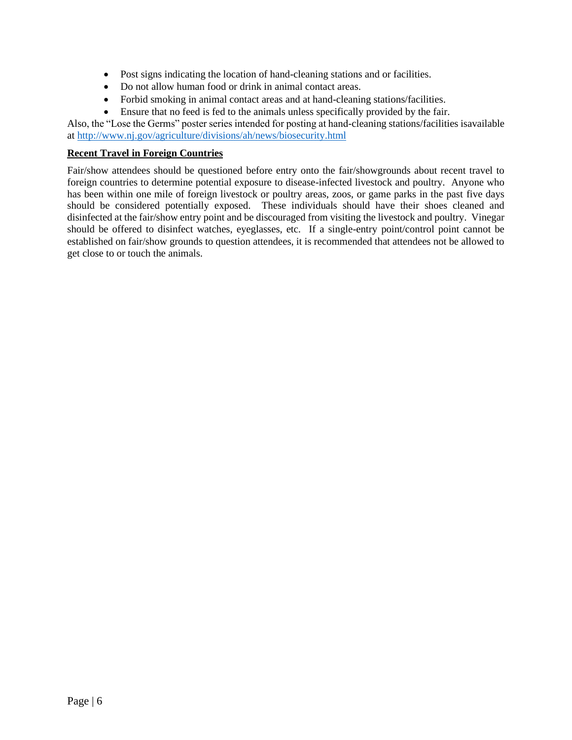- Post signs indicating the location of hand-cleaning stations and or facilities.
- Do not allow human food or drink in animal contact areas.
- Forbid smoking in animal contact areas and at hand-cleaning stations/facilities.
- Ensure that no feed is fed to the animals unless specifically provided by the fair.

Also, the "Lose the Germs" poster series intended for posting at hand-cleaning stations/facilities isavailable at http://www.nj.gov/agriculture/divisions/ah/news/biosecurity.html

**Recent Travel in Foreign Countries**

Fair/show attendees should be questioned before entry onto the fair/showgrounds about recent travel to foreign countries to determine potential exposure to disease-infected livestock and poultry. Anyone who has been within one mile of foreign livestock or poultry areas, zoos, or game parks in the past five days should be considered potentially exposed. These individuals should have their shoes cleaned and disinfected at the fair/show entry point and be discouraged from visiting the livestock and poultry. Vinegar should be offered to disinfect watches, eyeglasses, etc. If a single-entry point/control point cannot be established on fair/show grounds to question attendees, it is recommended that attendees not be allowed to get close to or touch the animals.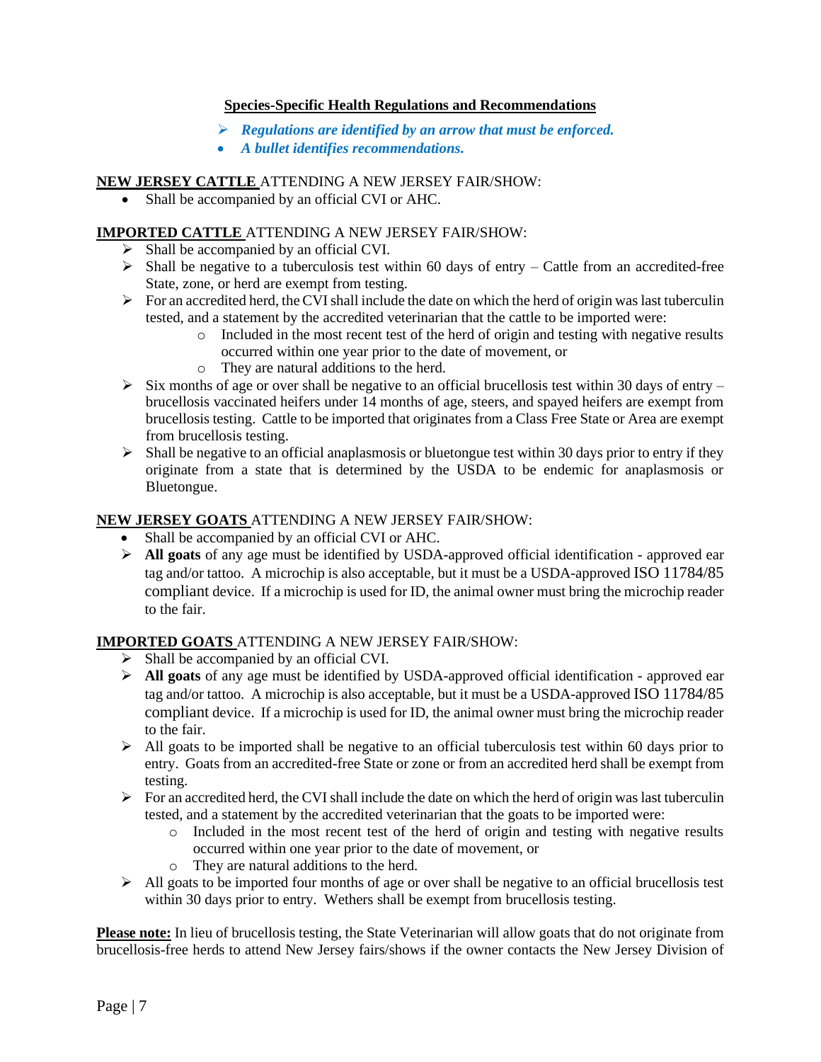## Species-Specific Health Regulations and Recommendations

- ***Regulations are identified by an arrow that must be enforced.***
- ***A bullet identifies recommendations.***

**NEW JERSEY CATTLE** ATTENDING A NEW JERSEY FAIR/SHOW:

- Shall be accompanied by an official CVI or AHC.

**IMPORTED CATTLE** ATTENDING A NEW JERSEY FAIR/SHOW:

- ➢ Shall be accompanied by an official CVI.
- ➢ Shall be negative to a tuberculosis test within 60 days of entry – Cattle from an accredited-free State, zone, or herd are exempt from testing.
- ➢ For an accredited herd, the CVI shall include the date on which the herd of origin was last tuberculin tested, and a statement by the accredited veterinarian that the cattle to be imported were:
  - Included in the most recent test of the herd of origin and testing with negative results occurred within one year prior to the date of movement, or
  - They are natural additions to the herd.
- ➢ Six months of age or over shall be negative to an official brucellosis test within 30 days of entry – brucellosis vaccinated heifers under 14 months of age, steers, and spayed heifers are exempt from brucellosis testing. Cattle to be imported that originates from a Class Free State or Area are exempt from brucellosis testing.
- ➢ Shall be negative to an official anaplasmosis or bluetongue test within 30 days prior to entry if they originate from a state that is determined by the USDA to be endemic for anaplasmosis or Bluetongue.

**NEW JERSEY GOATS** ATTENDING A NEW JERSEY FAIR/SHOW:

- Shall be accompanied by an official CVI or AHC.
- ➢ **All goats** of any age must be identified by USDA-approved official identification - approved ear tag and/or tattoo. A microchip is also acceptable, but it must be a USDA-approved ISO 11784/85 compliant device. If a microchip is used for ID, the animal owner must bring the microchip reader to the fair.

**IMPORTED GOATS** ATTENDING A NEW JERSEY FAIR/SHOW:

- ➢ Shall be accompanied by an official CVI.
- ➢ **All goats** of any age must be identified by USDA-approved official identification - approved ear tag and/or tattoo. A microchip is also acceptable, but it must be a USDA-approved ISO 11784/85 compliant device. If a microchip is used for ID, the animal owner must bring the microchip reader to the fair.
- ➢ All goats to be imported shall be negative to an official tuberculosis test within 60 days prior to entry. Goats from an accredited-free State or zone or from an accredited herd shall be exempt from testing.
- ➢ For an accredited herd, the CVI shall include the date on which the herd of origin was last tuberculin tested, and a statement by the accredited veterinarian that the goats to be imported were:
  - Included in the most recent test of the herd of origin and testing with negative results occurred within one year prior to the date of movement, or
  - They are natural additions to the herd.
- ➢ All goats to be imported four months of age or over shall be negative to an official brucellosis test within 30 days prior to entry. Wethers shall be exempt from brucellosis testing.

**Please note:** In lieu of brucellosis testing, the State Veterinarian will allow goats that do not originate from brucellosis-free herds to attend New Jersey fairs/shows if the owner contacts the New Jersey Division of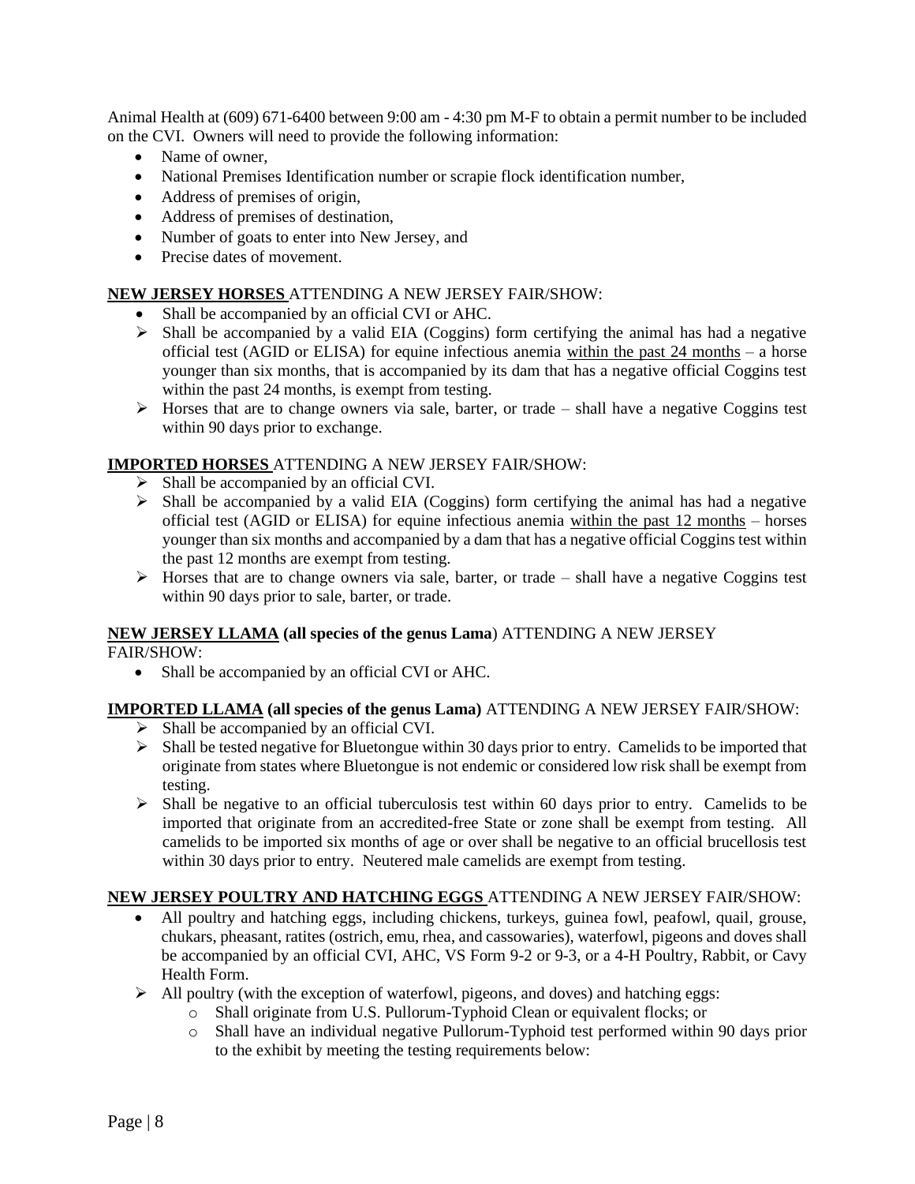Animal Health at (609) 671-6400 between 9:00 am - 4:30 pm M-F to obtain a permit number to be included on the CVI. Owners will need to provide the following information:

- Name of owner,
- National Premises Identification number or scrapie flock identification number,
- Address of premises of origin,
- Address of premises of destination,
- Number of goats to enter into New Jersey, and
- Precise dates of movement.

**NEW JERSEY HORSES** ATTENDING A NEW JERSEY FAIR/SHOW:

- Shall be accompanied by an official CVI or AHC.
- Shall be accompanied by a valid EIA (Coggins) form certifying the animal has had a negative official test (AGID or ELISA) for equine infectious anemia within the past 24 months – a horse younger than six months, that is accompanied by its dam that has a negative official Coggins test within the past 24 months, is exempt from testing.
- Horses that are to change owners via sale, barter, or trade – shall have a negative Coggins test within 90 days prior to exchange.

**IMPORTED HORSES** ATTENDING A NEW JERSEY FAIR/SHOW:

- Shall be accompanied by an official CVI.
- Shall be accompanied by a valid EIA (Coggins) form certifying the animal has had a negative official test (AGID or ELISA) for equine infectious anemia within the past 12 months – horses younger than six months and accompanied by a dam that has a negative official Coggins test within the past 12 months are exempt from testing.
- Horses that are to change owners via sale, barter, or trade – shall have a negative Coggins test within 90 days prior to sale, barter, or trade.

**NEW JERSEY LLAMA (all species of the genus Lama**) ATTENDING A NEW JERSEY FAIR/SHOW:

- Shall be accompanied by an official CVI or AHC.

**IMPORTED LLAMA (all species of the genus Lama)** ATTENDING A NEW JERSEY FAIR/SHOW:

- Shall be accompanied by an official CVI.
- Shall be tested negative for Bluetongue within 30 days prior to entry. Camelids to be imported that originate from states where Bluetongue is not endemic or considered low risk shall be exempt from testing.
- Shall be negative to an official tuberculosis test within 60 days prior to entry. Camelids to be imported that originate from an accredited-free State or zone shall be exempt from testing. All camelids to be imported six months of age or over shall be negative to an official brucellosis test within 30 days prior to entry. Neutered male camelids are exempt from testing.

**NEW JERSEY POULTRY AND HATCHING EGGS** ATTENDING A NEW JERSEY FAIR/SHOW:

- All poultry and hatching eggs, including chickens, turkeys, guinea fowl, peafowl, quail, grouse, chukars, pheasant, ratites (ostrich, emu, rhea, and cassowaries), waterfowl, pigeons and doves shall be accompanied by an official CVI, AHC, VS Form 9-2 or 9-3, or a 4-H Poultry, Rabbit, or Cavy Health Form.
- All poultry (with the exception of waterfowl, pigeons, and doves) and hatching eggs:
  - Shall originate from U.S. Pullorum-Typhoid Clean or equivalent flocks; or
  - Shall have an individual negative Pullorum-Typhoid test performed within 90 days prior to the exhibit by meeting the testing requirements below: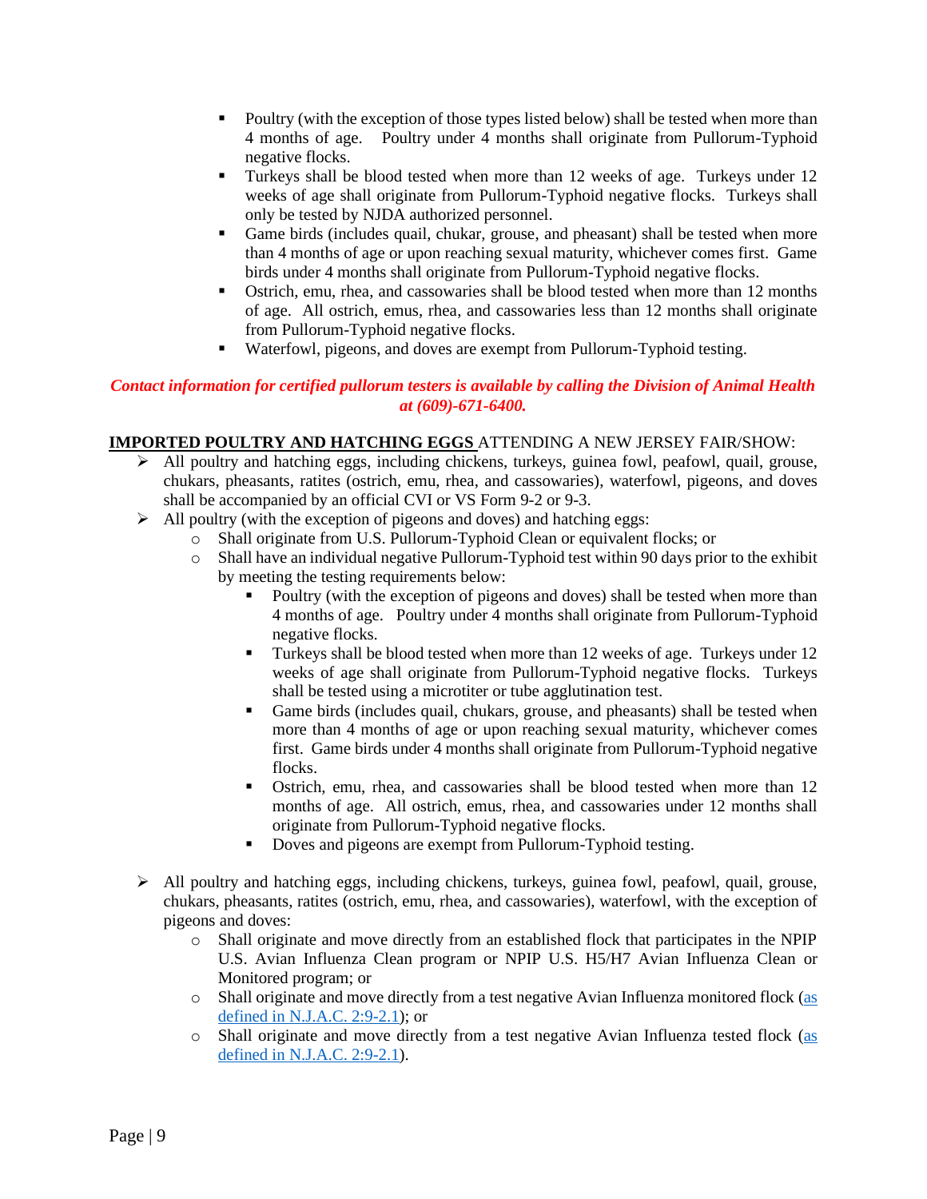- Poultry (with the exception of those types listed below) shall be tested when more than 4 months of age. Poultry under 4 months shall originate from Pullorum-Typhoid negative flocks.
  - Turkeys shall be blood tested when more than 12 weeks of age. Turkeys under 12 weeks of age shall originate from Pullorum-Typhoid negative flocks. Turkeys shall only be tested by NJDA authorized personnel.
  - Game birds (includes quail, chukar, grouse, and pheasant) shall be tested when more than 4 months of age or upon reaching sexual maturity, whichever comes first. Game birds under 4 months shall originate from Pullorum-Typhoid negative flocks.
  - Ostrich, emu, rhea, and cassowaries shall be blood tested when more than 12 months of age. All ostrich, emus, rhea, and cassowaries less than 12 months shall originate from Pullorum-Typhoid negative flocks.
  - Waterfowl, pigeons, and doves are exempt from Pullorum-Typhoid testing.

***Contact information for certified pullorum testers is available by calling the Division of Animal Health at (609)-671-6400.***

**IMPORTED POULTRY AND HATCHING EGGS** ATTENDING A NEW JERSEY FAIR/SHOW:

- All poultry and hatching eggs, including chickens, turkeys, guinea fowl, peafowl, quail, grouse, chukars, pheasants, ratites (ostrich, emu, rhea, and cassowaries), waterfowl, pigeons, and doves shall be accompanied by an official CVI or VS Form 9-2 or 9-3.
- All poultry (with the exception of pigeons and doves) and hatching eggs:
  - Shall originate from U.S. Pullorum-Typhoid Clean or equivalent flocks; or
  - Shall have an individual negative Pullorum-Typhoid test within 90 days prior to the exhibit by meeting the testing requirements below:
    - Poultry (with the exception of pigeons and doves) shall be tested when more than 4 months of age. Poultry under 4 months shall originate from Pullorum-Typhoid negative flocks.
    - Turkeys shall be blood tested when more than 12 weeks of age. Turkeys under 12 weeks of age shall originate from Pullorum-Typhoid negative flocks. Turkeys shall be tested using a microtiter or tube agglutination test.
    - Game birds (includes quail, chukars, grouse, and pheasants) shall be tested when more than 4 months of age or upon reaching sexual maturity, whichever comes first. Game birds under 4 months shall originate from Pullorum-Typhoid negative flocks.
    - Ostrich, emu, rhea, and cassowaries shall be blood tested when more than 12 months of age. All ostrich, emus, rhea, and cassowaries under 12 months shall originate from Pullorum-Typhoid negative flocks.
    - Doves and pigeons are exempt from Pullorum-Typhoid testing.

- All poultry and hatching eggs, including chickens, turkeys, guinea fowl, peafowl, quail, grouse, chukars, pheasants, ratites (ostrich, emu, rhea, and cassowaries), waterfowl, with the exception of pigeons and doves:
  - Shall originate and move directly from an established flock that participates in the NPIP U.S. Avian Influenza Clean program or NPIP U.S. H5/H7 Avian Influenza Clean or Monitored program; or
  - Shall originate and move directly from a test negative Avian Influenza monitored flock (as defined in N.J.A.C. 2:9-2.1); or
  - Shall originate and move directly from a test negative Avian Influenza tested flock (as defined in N.J.A.C. 2:9-2.1).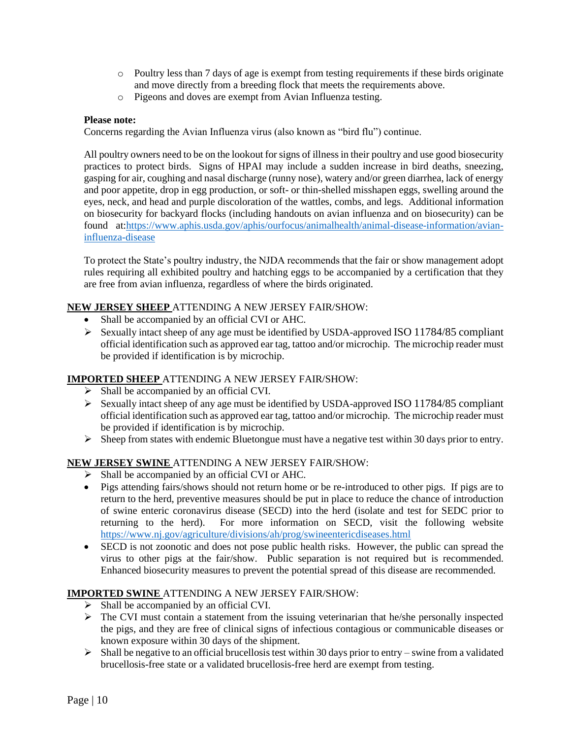- Poultry less than 7 days of age is exempt from testing requirements if these birds originate and move directly from a breeding flock that meets the requirements above.
- Pigeons and doves are exempt from Avian Influenza testing.

**Please note:**
Concerns regarding the Avian Influenza virus (also known as "bird flu") continue.

All poultry owners need to be on the lookout for signs of illness in their poultry and use good biosecurity practices to protect birds. Signs of HPAI may include a sudden increase in bird deaths, sneezing, gasping for air, coughing and nasal discharge (runny nose), watery and/or green diarrhea, lack of energy and poor appetite, drop in egg production, or soft- or thin-shelled misshapen eggs, swelling around the eyes, neck, and head and purple discoloration of the wattles, combs, and legs. Additional information on biosecurity for backyard flocks (including handouts on avian influenza and on biosecurity) can be found at:https://www.aphis.usda.gov/aphis/ourfocus/animalhealth/animal-disease-information/avian-influenza-disease

To protect the State's poultry industry, the NJDA recommends that the fair or show management adopt rules requiring all exhibited poultry and hatching eggs to be accompanied by a certification that they are free from avian influenza, regardless of where the birds originated.

**NEW JERSEY SHEEP** ATTENDING A NEW JERSEY FAIR/SHOW:

- Shall be accompanied by an official CVI or AHC.
- Sexually intact sheep of any age must be identified by USDA-approved ISO 11784/85 compliant official identification such as approved ear tag, tattoo and/or microchip. The microchip reader must be provided if identification is by microchip.

**IMPORTED SHEEP** ATTENDING A NEW JERSEY FAIR/SHOW:

- Shall be accompanied by an official CVI.
- Sexually intact sheep of any age must be identified by USDA-approved ISO 11784/85 compliant official identification such as approved ear tag, tattoo and/or microchip. The microchip reader must be provided if identification is by microchip.
- Sheep from states with endemic Bluetongue must have a negative test within 30 days prior to entry.

**NEW JERSEY SWINE** ATTENDING A NEW JERSEY FAIR/SHOW:

- Shall be accompanied by an official CVI or AHC.
- Pigs attending fairs/shows should not return home or be re-introduced to other pigs. If pigs are to return to the herd, preventive measures should be put in place to reduce the chance of introduction of swine enteric coronavirus disease (SECD) into the herd (isolate and test for SEDC prior to returning to the herd). For more information on SECD, visit the following website https://www.nj.gov/agriculture/divisions/ah/prog/swineentericdiseases.html
- SECD is not zoonotic and does not pose public health risks. However, the public can spread the virus to other pigs at the fair/show. Public separation is not required but is recommended. Enhanced biosecurity measures to prevent the potential spread of this disease are recommended.

**IMPORTED SWINE** ATTENDING A NEW JERSEY FAIR/SHOW:

- Shall be accompanied by an official CVI.
- The CVI must contain a statement from the issuing veterinarian that he/she personally inspected the pigs, and they are free of clinical signs of infectious contagious or communicable diseases or known exposure within 30 days of the shipment.
- Shall be negative to an official brucellosis test within 30 days prior to entry – swine from a validated brucellosis-free state or a validated brucellosis-free herd are exempt from testing.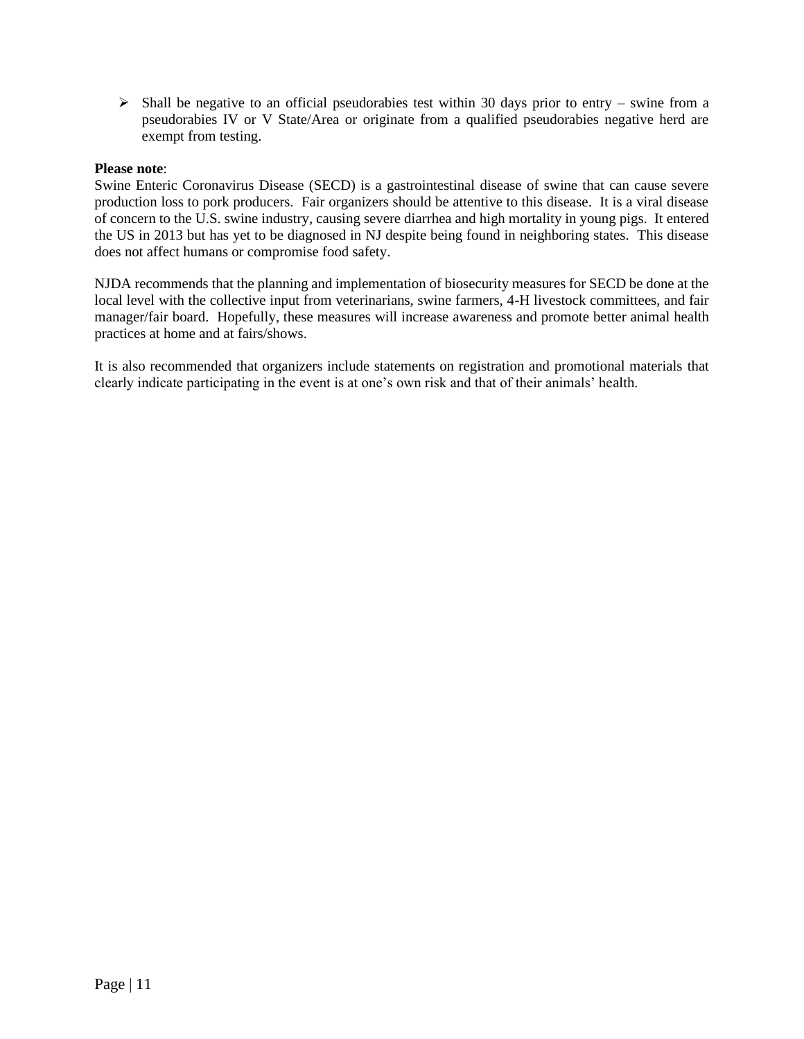- Shall be negative to an official pseudorabies test within 30 days prior to entry – swine from a pseudorabies IV or V State/Area or originate from a qualified pseudorabies negative herd are exempt from testing.

**Please note**:
Swine Enteric Coronavirus Disease (SECD) is a gastrointestinal disease of swine that can cause severe production loss to pork producers. Fair organizers should be attentive to this disease. It is a viral disease of concern to the U.S. swine industry, causing severe diarrhea and high mortality in young pigs. It entered the US in 2013 but has yet to be diagnosed in NJ despite being found in neighboring states. This disease does not affect humans or compromise food safety.

NJDA recommends that the planning and implementation of biosecurity measures for SECD be done at the local level with the collective input from veterinarians, swine farmers, 4-H livestock committees, and fair manager/fair board. Hopefully, these measures will increase awareness and promote better animal health practices at home and at fairs/shows.

It is also recommended that organizers include statements on registration and promotional materials that clearly indicate participating in the event is at one's own risk and that of their animals' health.